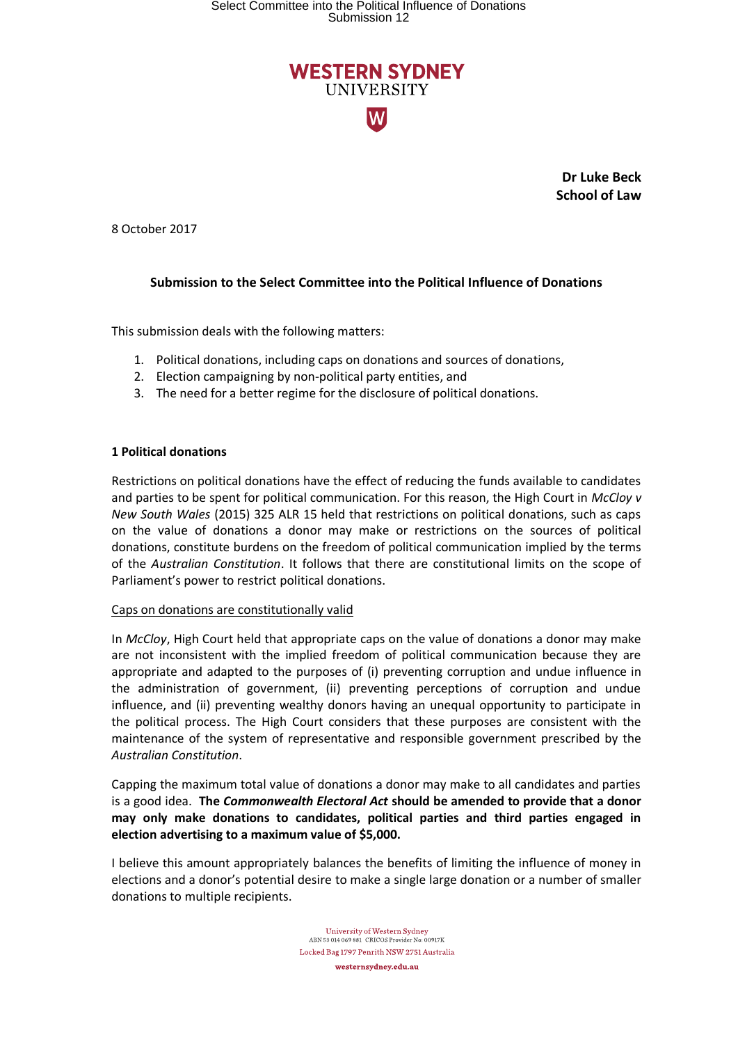Select Committee into the Political Influence of Donations
Submission 12

**WESTERN SYDNEY**
UNIVERSITY

**Dr Luke Beck**
**School of Law**

8 October 2017

**Submission to the Select Committee into the Political Influence of Donations**

This submission deals with the following matters:

1. Political donations, including caps on donations and sources of donations,
2. Election campaigning by non-political party entities, and
3. The need for a better regime for the disclosure of political donations.

## 1 Political donations

Restrictions on political donations have the effect of reducing the funds available to candidates and parties to be spent for political communication. For this reason, the High Court in *McCloy v New South Wales* (2015) 325 ALR 15 held that restrictions on political donations, such as caps on the value of donations a donor may make or restrictions on the sources of political donations, constitute burdens on the freedom of political communication implied by the terms of the *Australian Constitution*. It follows that there are constitutional limits on the scope of Parliament's power to restrict political donations.

Caps on donations are constitutionally valid

In *McCloy*, High Court held that appropriate caps on the value of donations a donor may make are not inconsistent with the implied freedom of political communication because they are appropriate and adapted to the purposes of (i) preventing corruption and undue influence in the administration of government, (ii) preventing perceptions of corruption and undue influence, and (ii) preventing wealthy donors having an unequal opportunity to participate in the political process. The High Court considers that these purposes are consistent with the maintenance of the system of representative and responsible government prescribed by the *Australian Constitution*.

Capping the maximum total value of donations a donor may make to all candidates and parties is a good idea. **The *Commonwealth Electoral Act* should be amended to provide that a donor may only make donations to candidates, political parties and third parties engaged in election advertising to a maximum value of $5,000.**

I believe this amount appropriately balances the benefits of limiting the influence of money in elections and a donor's potential desire to make a single large donation or a number of smaller donations to multiple recipients.

University of Western Sydney
ABN 53 014 069 881 CRICOS Provider No: 00917K
Locked Bag 1797 Penrith NSW 2751 Australia
westernsydney.edu.au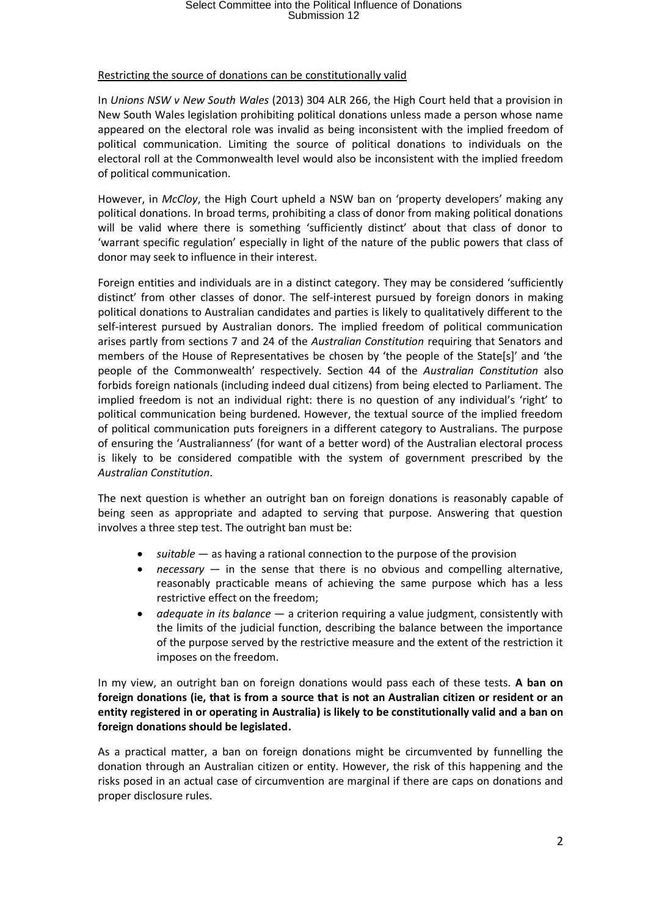Restricting the source of donations can be constitutionally valid

In *Unions NSW v New South Wales* (2013) 304 ALR 266, the High Court held that a provision in New South Wales legislation prohibiting political donations unless made a person whose name appeared on the electoral role was invalid as being inconsistent with the implied freedom of political communication. Limiting the source of political donations to individuals on the electoral roll at the Commonwealth level would also be inconsistent with the implied freedom of political communication.

However, in *McCloy*, the High Court upheld a NSW ban on 'property developers' making any political donations. In broad terms, prohibiting a class of donor from making political donations will be valid where there is something 'sufficiently distinct' about that class of donor to 'warrant specific regulation' especially in light of the nature of the public powers that class of donor may seek to influence in their interest.

Foreign entities and individuals are in a distinct category. They may be considered 'sufficiently distinct' from other classes of donor. The self-interest pursued by foreign donors in making political donations to Australian candidates and parties is likely to qualitatively different to the self-interest pursued by Australian donors. The implied freedom of political communication arises partly from sections 7 and 24 of the *Australian Constitution* requiring that Senators and members of the House of Representatives be chosen by 'the people of the State[s]' and 'the people of the Commonwealth' respectively. Section 44 of the *Australian Constitution* also forbids foreign nationals (including indeed dual citizens) from being elected to Parliament. The implied freedom is not an individual right: there is no question of any individual's 'right' to political communication being burdened. However, the textual source of the implied freedom of political communication puts foreigners in a different category to Australians. The purpose of ensuring the 'Australianness' (for want of a better word) of the Australian electoral process is likely to be considered compatible with the system of government prescribed by the *Australian Constitution*.

The next question is whether an outright ban on foreign donations is reasonably capable of being seen as appropriate and adapted to serving that purpose. Answering that question involves a three step test. The outright ban must be:

- *suitable* — as having a rational connection to the purpose of the provision
- *necessary* — in the sense that there is no obvious and compelling alternative, reasonably practicable means of achieving the same purpose which has a less restrictive effect on the freedom;
- *adequate in its balance* — a criterion requiring a value judgment, consistently with the limits of the judicial function, describing the balance between the importance of the purpose served by the restrictive measure and the extent of the restriction it imposes on the freedom.

In my view, an outright ban on foreign donations would pass each of these tests. **A ban on foreign donations (ie, that is from a source that is not an Australian citizen or resident or an entity registered in or operating in Australia) is likely to be constitutionally valid and a ban on foreign donations should be legislated.**

As a practical matter, a ban on foreign donations might be circumvented by funnelling the donation through an Australian citizen or entity. However, the risk of this happening and the risks posed in an actual case of circumvention are marginal if there are caps on donations and proper disclosure rules.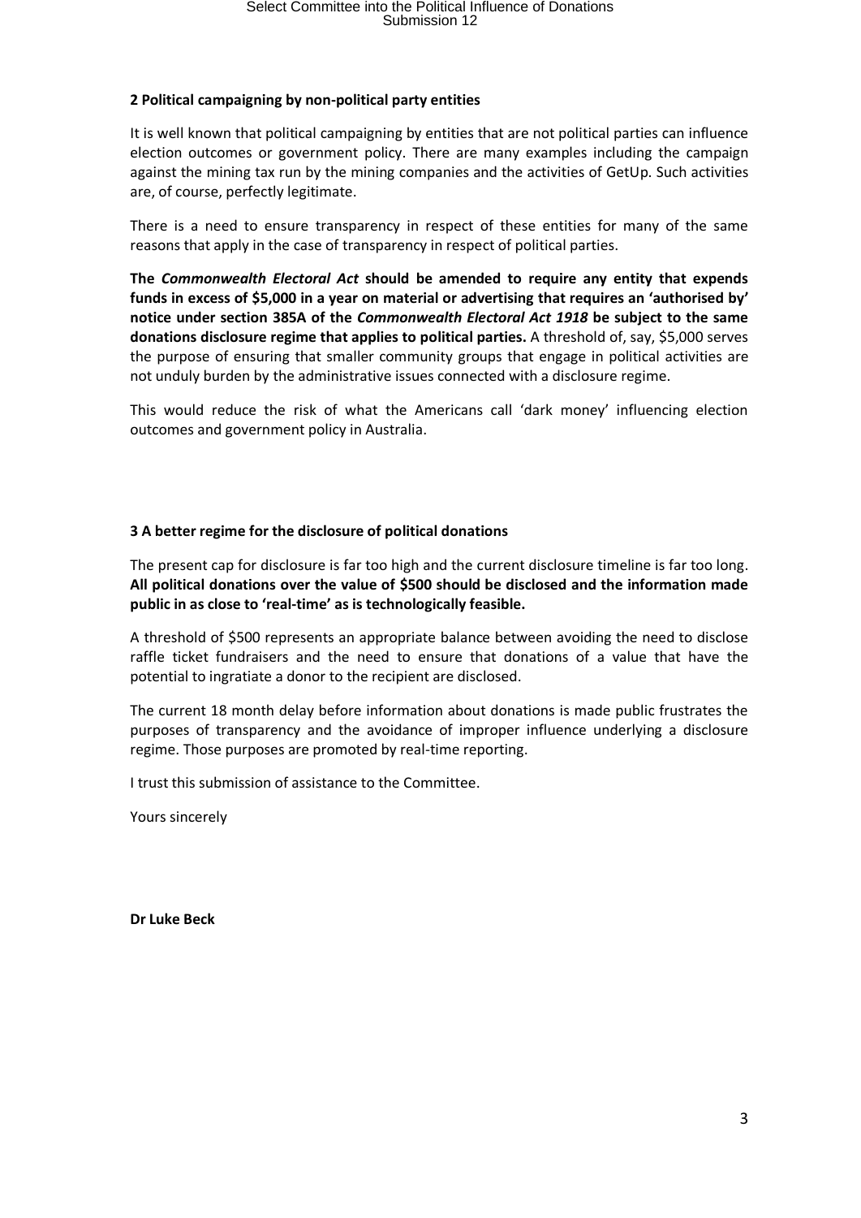### 2 Political campaigning by non-political party entities

It is well known that political campaigning by entities that are not political parties can influence election outcomes or government policy. There are many examples including the campaign against the mining tax run by the mining companies and the activities of GetUp. Such activities are, of course, perfectly legitimate.

There is a need to ensure transparency in respect of these entities for many of the same reasons that apply in the case of transparency in respect of political parties.

**The *Commonwealth Electoral Act* should be amended to require any entity that expends funds in excess of $5,000 in a year on material or advertising that requires an 'authorised by' notice under section 385A of the *Commonwealth Electoral Act 1918* be subject to the same donations disclosure regime that applies to political parties.** A threshold of, say, $5,000 serves the purpose of ensuring that smaller community groups that engage in political activities are not unduly burden by the administrative issues connected with a disclosure regime.

This would reduce the risk of what the Americans call 'dark money' influencing election outcomes and government policy in Australia.

### 3 A better regime for the disclosure of political donations

The present cap for disclosure is far too high and the current disclosure timeline is far too long. **All political donations over the value of $500 should be disclosed and the information made public in as close to 'real-time' as is technologically feasible.**

A threshold of $500 represents an appropriate balance between avoiding the need to disclose raffle ticket fundraisers and the need to ensure that donations of a value that have the potential to ingratiate a donor to the recipient are disclosed.

The current 18 month delay before information about donations is made public frustrates the purposes of transparency and the avoidance of improper influence underlying a disclosure regime. Those purposes are promoted by real-time reporting.

I trust this submission of assistance to the Committee.

Yours sincerely

**Dr Luke Beck**